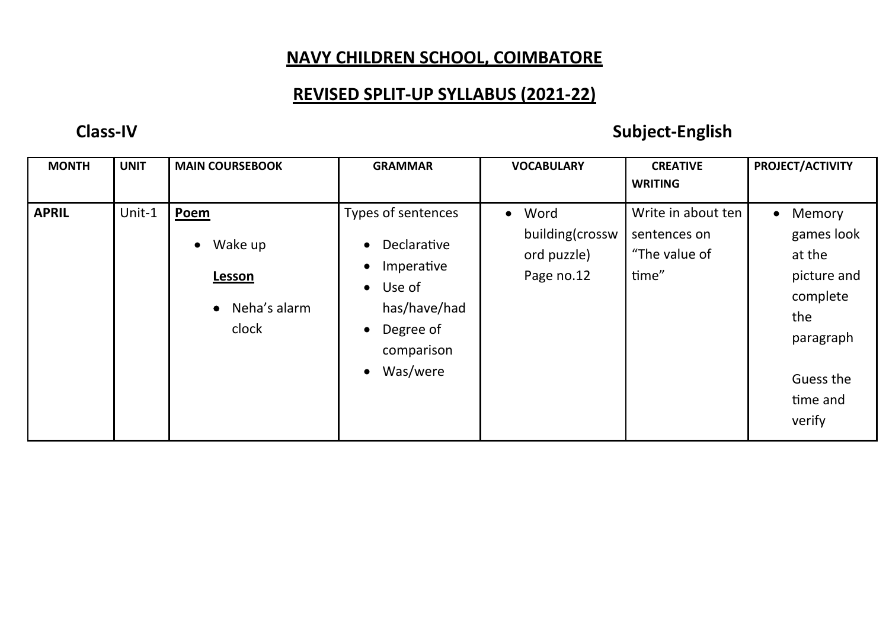# NAVY CHILDREN SCHOOL, COIMBATORE

## REVISED SPLIT-UP SYLLABUS (2021-22)

**Class-IV** **Subject-English**

| MONTH | UNIT | MAIN COURSEBOOK | GRAMMAR | VOCABULARY | CREATIVE WRITING | PROJECT/ACTIVITY |
|---|---|---|---|---|---|---|
| **APRIL** | Unit-1 | **Poem**<br>• Wake up<br>**Lesson**<br>• Neha's alarm clock | Types of sentences<br>• Declarative<br>• Imperative<br>• Use of has/have/had<br>• Degree of comparison<br>• Was/were | • Word building(crossword puzzle) Page no.12 | Write in about ten sentences on "The value of time" | • Memory games look at the picture and complete the paragraph<br><br>Guess the time and verify |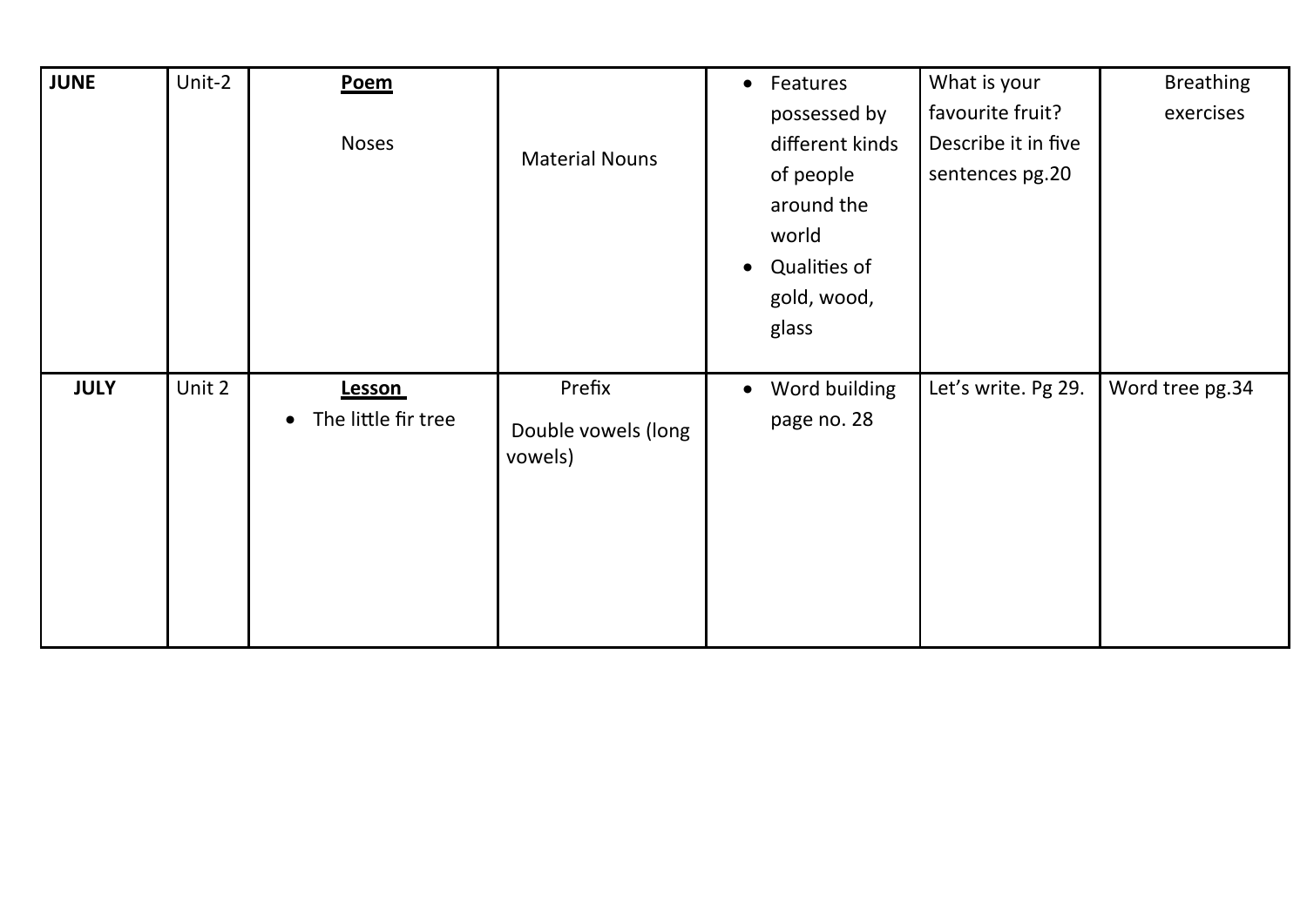| JUNE | Unit-2 | **Poem**<br><br>Noses | Material Nouns | • Features possessed by different kinds of people around the world<br>• Qualities of gold, wood, glass | What is your favourite fruit? Describe it in five sentences pg.20 | Breathing exercises |
|---|---|---|---|---|---|---|
| **JULY** | Unit 2 | **Lesson**<br>• The little fir tree | Prefix<br><br>Double vowels (long vowels) | • Word building page no. 28 | Let's write. Pg 29. | Word tree pg.34 |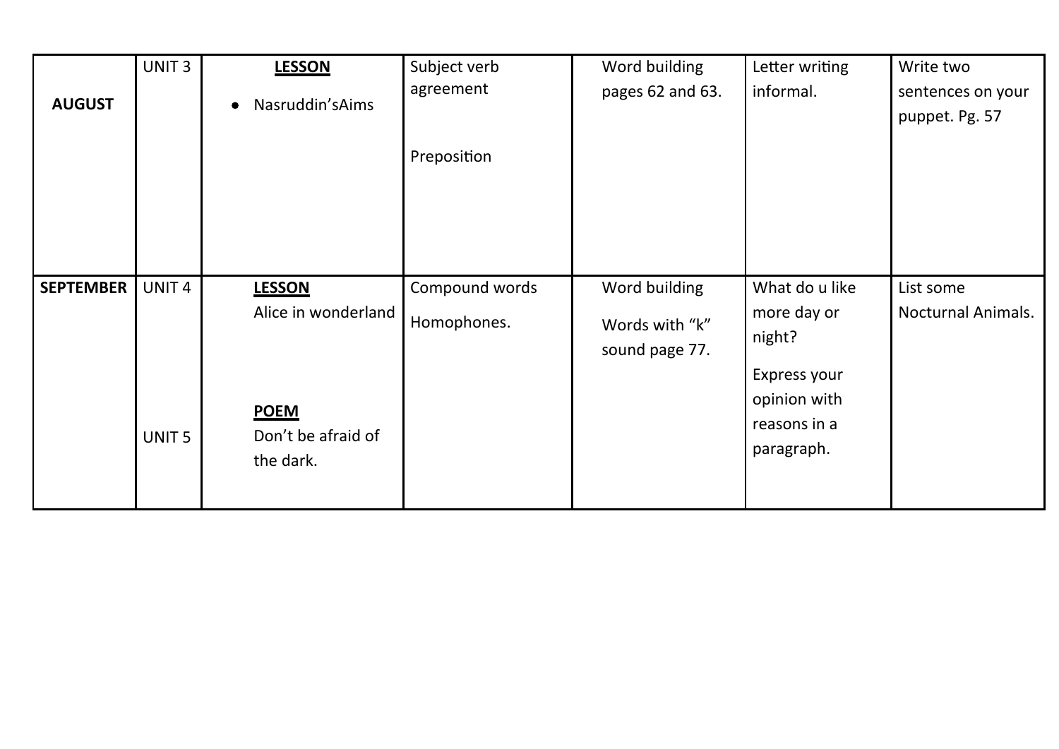| | | | | | | |
|---|---|---|---|---|---|---|
| **AUGUST** | UNIT 3 | **LESSON**<br>• Nasruddin'sAims | Subject verb agreement<br><br>Preposition | Word building pages 62 and 63. | Letter writing informal. | Write two sentences on your puppet. Pg. 57 |
| **SEPTEMBER** | UNIT 4<br><br>UNIT 5 | **LESSON**<br>Alice in wonderland<br><br>**POEM**<br>Don't be afraid of the dark. | Compound words<br>Homophones. | Word building<br>Words with "k" sound page 77. | What do u like more day or night?<br>Express your opinion with reasons in a paragraph. | List some Nocturnal Animals. |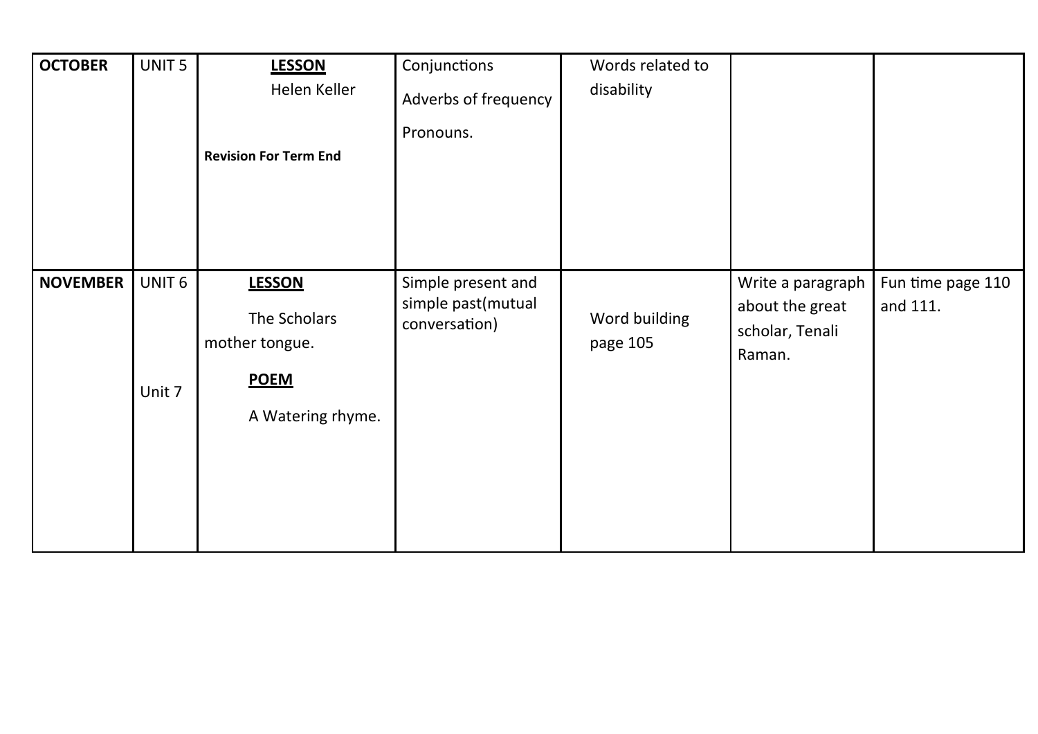| OCTOBER | UNIT 5 | **LESSON** Helen Keller **Revision For Term End** | Conjunctions Adverbs of frequency Pronouns. | Words related to disability | | |
|---|---|---|---|---|---|---|
| NOVEMBER | UNIT 6 Unit 7 | **LESSON** The Scholars mother tongue. **POEM** A Watering rhyme. | Simple present and simple past(mutual conversation) | Word building page 105 | Write a paragraph about the great scholar, Tenali Raman. | Fun time page 110 and 111. |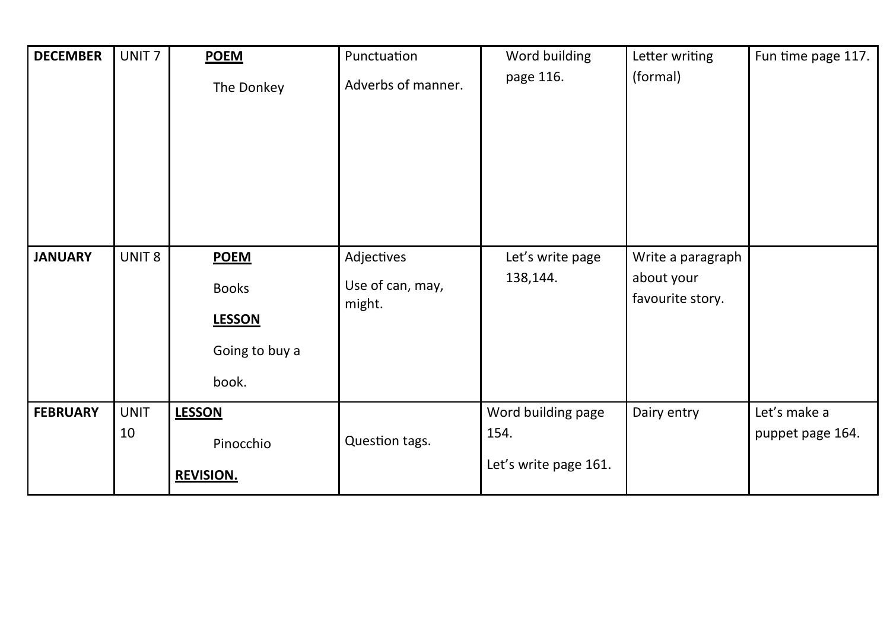| DECEMBER | UNIT 7 | **POEM**<br>The Donkey | Punctuation<br>Adverbs of manner. | Word building page 116. | Letter writing (formal) | Fun time page 117. |
|---|---|---|---|---|---|---|
| **JANUARY** | UNIT 8 | **POEM**<br>Books<br>**LESSON**<br>Going to buy a book. | Adjectives<br>Use of can, may, might. | Let's write page 138,144. | Write a paragraph about your favourite story. | |
| **FEBRUARY** | UNIT 10 | **LESSON**<br>Pinocchio<br>**REVISION.** | Question tags. | Word building page 154.<br>Let's write page 161. | Dairy entry | Let's make a puppet page 164. |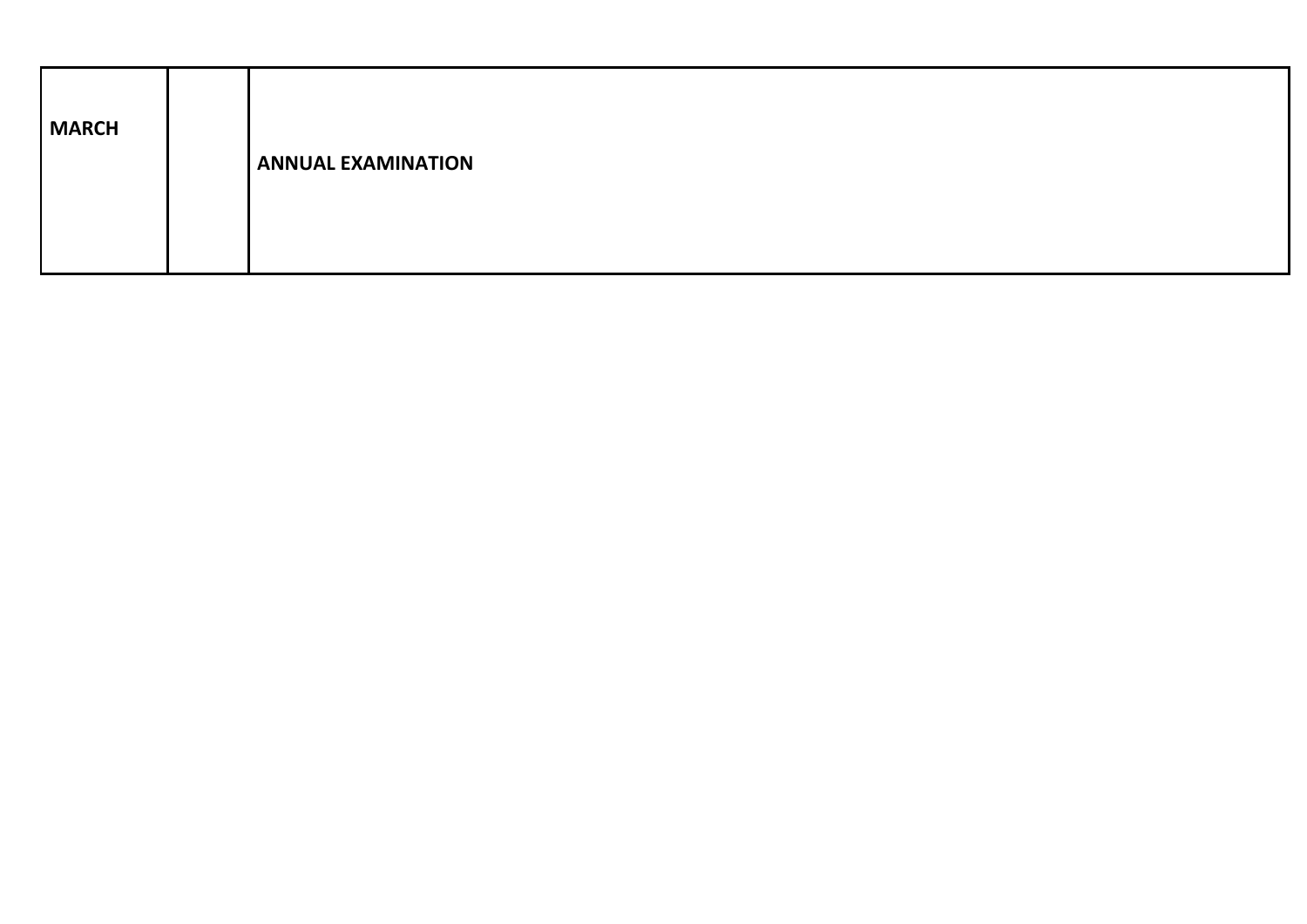| | | |
|---|---|---|
| **MARCH** | | **ANNUAL EXAMINATION** |